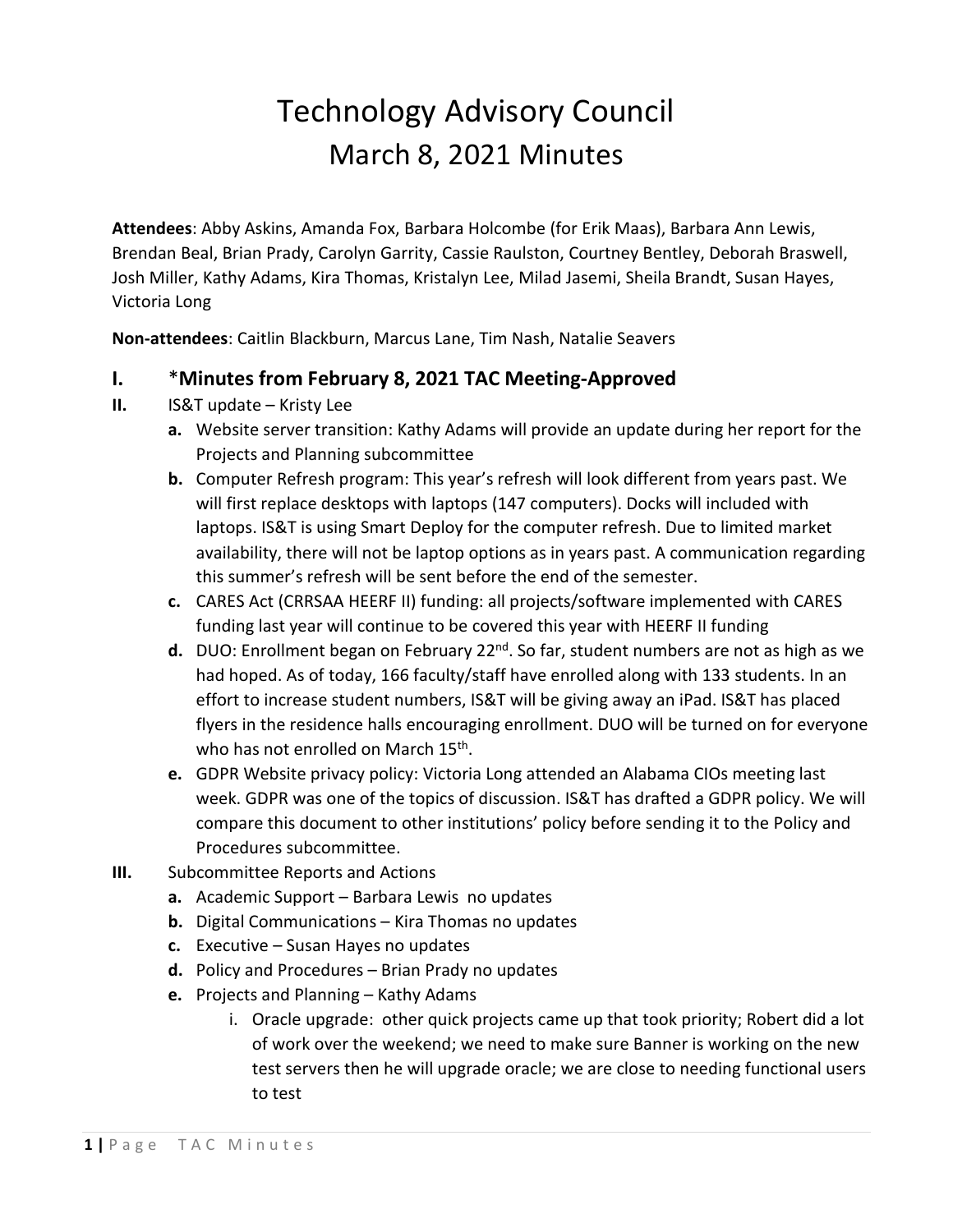# Technology Advisory Council
## March 8, 2021 Minutes

**Attendees**: Abby Askins, Amanda Fox, Barbara Holcombe (for Erik Maas), Barbara Ann Lewis, Brendan Beal, Brian Prady, Carolyn Garrity, Cassie Raulston, Courtney Bentley, Deborah Braswell, Josh Miller, Kathy Adams, Kira Thomas, Kristalyn Lee, Milad Jasemi, Sheila Brandt, Susan Hayes, Victoria Long

**Non-attendees**: Caitlin Blackburn, Marcus Lane, Tim Nash, Natalie Seavers

**I.** ***Minutes from February 8, 2021 TAC Meeting-Approved**

**II.** IS&T update – Kristy Lee

- **a.** Website server transition: Kathy Adams will provide an update during her report for the Projects and Planning subcommittee
- **b.** Computer Refresh program: This year's refresh will look different from years past. We will first replace desktops with laptops (147 computers). Docks will included with laptops. IS&T is using Smart Deploy for the computer refresh. Due to limited market availability, there will not be laptop options as in years past. A communication regarding this summer's refresh will be sent before the end of the semester.
- **c.** CARES Act (CRRSAA HEERF II) funding: all projects/software implemented with CARES funding last year will continue to be covered this year with HEERF II funding
- **d.** DUO: Enrollment began on February 22nd. So far, student numbers are not as high as we had hoped. As of today, 166 faculty/staff have enrolled along with 133 students. In an effort to increase student numbers, IS&T will be giving away an iPad. IS&T has placed flyers in the residence halls encouraging enrollment. DUO will be turned on for everyone who has not enrolled on March 15th.
- **e.** GDPR Website privacy policy: Victoria Long attended an Alabama CIOs meeting last week. GDPR was one of the topics of discussion. IS&T has drafted a GDPR policy. We will compare this document to other institutions' policy before sending it to the Policy and Procedures subcommittee.

**III.** Subcommittee Reports and Actions

- **a.** Academic Support – Barbara Lewis no updates
- **b.** Digital Communications – Kira Thomas no updates
- **c.** Executive – Susan Hayes no updates
- **d.** Policy and Procedures – Brian Prady no updates
- **e.** Projects and Planning – Kathy Adams
  - i. Oracle upgrade: other quick projects came up that took priority; Robert did a lot of work over the weekend; we need to make sure Banner is working on the new test servers then he will upgrade oracle; we are close to needing functional users to test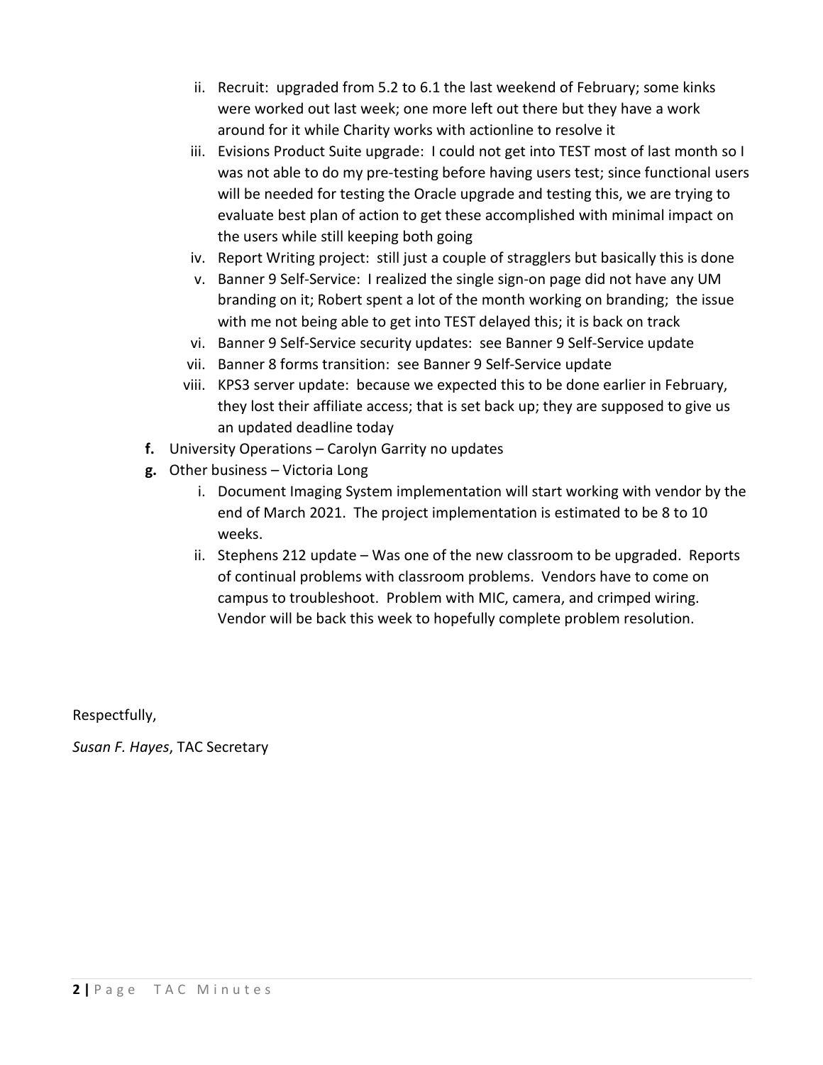ii. Recruit: upgraded from 5.2 to 6.1 the last weekend of February; some kinks were worked out last week; one more left out there but they have a work around for it while Charity works with actionline to resolve it
   iii. Evisions Product Suite upgrade: I could not get into TEST most of last month so I was not able to do my pre-testing before having users test; since functional users will be needed for testing the Oracle upgrade and testing this, we are trying to evaluate best plan of action to get these accomplished with minimal impact on the users while still keeping both going
   iv. Report Writing project: still just a couple of stragglers but basically this is done
   v. Banner 9 Self-Service: I realized the single sign-on page did not have any UM branding on it; Robert spent a lot of the month working on branding; the issue with me not being able to get into TEST delayed this; it is back on track
   vi. Banner 9 Self-Service security updates: see Banner 9 Self-Service update
   vii. Banner 8 forms transition: see Banner 9 Self-Service update
   viii. KPS3 server update: because we expected this to be done earlier in February, they lost their affiliate access; that is set back up; they are supposed to give us an updated deadline today

**f.** University Operations – Carolyn Garrity no updates

**g.** Other business – Victoria Long
   i. Document Imaging System implementation will start working with vendor by the end of March 2021. The project implementation is estimated to be 8 to 10 weeks.
   ii. Stephens 212 update – Was one of the new classroom to be upgraded. Reports of continual problems with classroom problems. Vendors have to come on campus to troubleshoot. Problem with MIC, camera, and crimped wiring. Vendor will be back this week to hopefully complete problem resolution.

Respectfully,

*Susan F. Hayes*, TAC Secretary